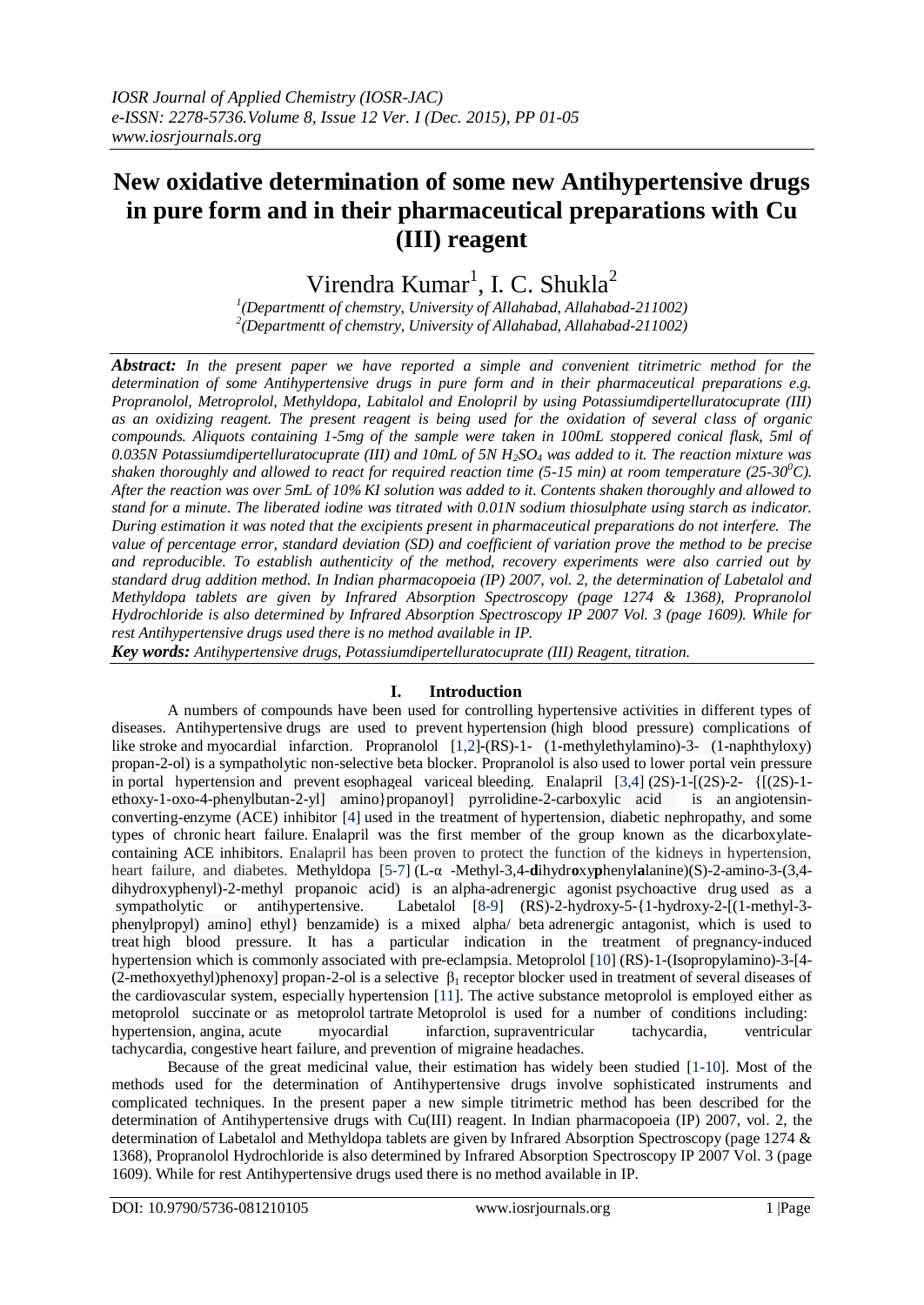# New oxidative determination of some new Antihypertensive drugs in pure form and in their pharmaceutical preparations with Cu (III) reagent

Virendra Kumar[1], I. C. Shukla[2]

[1](Departmentt of chemstry, University of Allahabad, Allahabad-211002)
[2](Departmentt of chemstry, University of Allahabad, Allahabad-211002)

***Abstract:*** *In the present paper we have reported a simple and convenient titrimetric method for the determination of some Antihypertensive drugs in pure form and in their pharmaceutical preparations e.g. Propranolol, Metroprolol, Methyldopa, Labitalol and Enolopril by using Potassiumdipertelluratocuprate (III) as an oxidizing reagent. The present reagent is being used for the oxidation of several class of organic compounds. Aliquots containing 1-5mg of the sample were taken in 100mL stoppered conical flask, 5ml of 0.035N Potassiumdipertelluratocuprate (III) and 10mL of 5N $H_2SO_4$ was added to it. The reaction mixture was shaken thoroughly and allowed to react for required reaction time (5-15 min) at room temperature (25-30$^0$C). After the reaction was over 5mL of 10% KI solution was added to it. Contents shaken thoroughly and allowed to stand for a minute. The liberated iodine was titrated with 0.01N sodium thiosulphate using starch as indicator. During estimation it was noted that the excipients present in pharmaceutical preparations do not interfere. The value of percentage error, standard deviation (SD) and coefficient of variation prove the method to be precise and reproducible. To establish authenticity of the method, recovery experiments were also carried out by standard drug addition method. In Indian pharmacopoeia (IP) 2007, vol. 2, the determination of Labetalol and Methyldopa tablets are given by Infrared Absorption Spectroscopy (page 1274 & 1368), Propranolol Hydrochloride is also determined by Infrared Absorption Spectroscopy IP 2007 Vol. 3 (page 1609). While for rest Antihypertensive drugs used there is no method available in IP.*

***Key words:*** *Antihypertensive drugs, Potassiumdipertelluratocuprate (III) Reagent, titration.*

## I. Introduction

A numbers of compounds have been used for controlling hypertensive activities in different types of diseases. Antihypertensive drugs are used to prevent hypertension (high blood pressure) complications of like stroke and myocardial infarction. Propranolol [1,2]-(RS)-1- (1-methylethylamino)-3- (1-naphthyloxy) propan-2-ol) is a sympatholytic non-selective beta blocker. Propranolol is also used to lower portal vein pressure in portal hypertension and prevent esophageal variceal bleeding. Enalapril [3,4] (2S)-1-[(2S)-2- {[(2S)-1-ethoxy-1-oxo-4-phenylbutan-2-yl] amino}propanoyl] pyrrolidine-2-carboxylic acid is an angiotensin-converting-enzyme (ACE) inhibitor [4] used in the treatment of hypertension, diabetic nephropathy, and some types of chronic heart failure. Enalapril was the first member of the group known as the dicarboxylate-containing ACE inhibitors. Enalapril has been proven to protect the function of the kidneys in hypertension, heart failure, and diabetes. Methyldopa [5-7] (L-α -Methyl-3,4-**d**ihydr**o**xy**p**henyl**a**lanine)(S)-2-amino-3-(3,4-dihydroxyphenyl)-2-methyl propanoic acid) is an alpha-adrenergic agonist psychoactive drug used as a sympatholytic or antihypertensive. Labetalol [8-9] (RS)-2-hydroxy-5-{1-hydroxy-2-[(1-methyl-3-phenylpropyl) amino] ethyl} benzamide) is a mixed alpha/ beta adrenergic antagonist, which is used to treat high blood pressure. It has a particular indication in the treatment of pregnancy-induced hypertension which is commonly associated with pre-eclampsia. Metoprolol [10] (RS)-1-(Isopropylamino)-3-[4-(2-methoxyethyl)phenoxy] propan-2-ol is a selective $\beta_1$ receptor blocker used in treatment of several diseases of the cardiovascular system, especially hypertension [11]. The active substance metoprolol is employed either as metoprolol succinate or as metoprolol tartrate Metoprolol is used for a number of conditions including: hypertension, angina, acute myocardial infarction, supraventricular tachycardia, ventricular tachycardia, congestive heart failure, and prevention of migraine headaches.

Because of the great medicinal value, their estimation has widely been studied [1-10]. Most of the methods used for the determination of Antihypertensive drugs involve sophisticated instruments and complicated techniques. In the present paper a new simple titrimetric method has been described for the determination of Antihypertensive drugs with Cu(III) reagent. In Indian pharmacopoeia (IP) 2007, vol. 2, the determination of Labetalol and Methyldopa tablets are given by Infrared Absorption Spectroscopy (page 1274 & 1368), Propranolol Hydrochloride is also determined by Infrared Absorption Spectroscopy IP 2007 Vol. 3 (page 1609). While for rest Antihypertensive drugs used there is no method available in IP.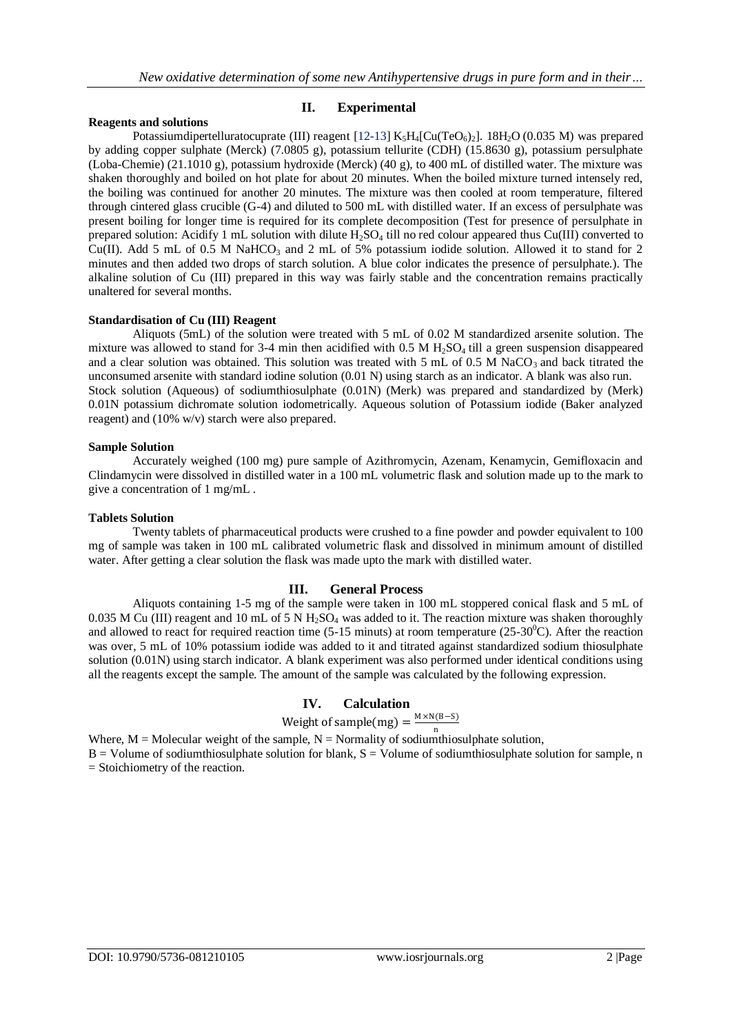## II. Experimental

### Reagents and solutions

Potassiumdipertelluratocuprate (III) reagent [12-13] $K_5H_4[Cu(TeO_6)_2]$. $18H_2O$ (0.035 M) was prepared by adding copper sulphate (Merck) (7.0805 g), potassium tellurite (CDH) (15.8630 g), potassium persulphate (Loba-Chemie) (21.1010 g), potassium hydroxide (Merck) (40 g), to 400 mL of distilled water. The mixture was shaken thoroughly and boiled on hot plate for about 20 minutes. When the boiled mixture turned intensely red, the boiling was continued for another 20 minutes. The mixture was then cooled at room temperature, filtered through cintered glass crucible (G-4) and diluted to 500 mL with distilled water. If an excess of persulphate was present boiling for longer time is required for its complete decomposition (Test for presence of persulphate in prepared solution: Acidify 1 mL solution with dilute $H_2SO_4$ till no red colour appeared thus Cu(III) converted to Cu(II). Add 5 mL of 0.5 M $NaHCO_3$ and 2 mL of 5% potassium iodide solution. Allowed it to stand for 2 minutes and then added two drops of starch solution. A blue color indicates the presence of persulphate.). The alkaline solution of Cu (III) prepared in this way was fairly stable and the concentration remains practically unaltered for several months.

### Standardisation of Cu (III) Reagent

Aliquots (5mL) of the solution were treated with 5 mL of 0.02 M standardized arsenite solution. The mixture was allowed to stand for 3-4 min then acidified with 0.5 M $H_2SO_4$ till a green suspension disappeared and a clear solution was obtained. This solution was treated with 5 mL of 0.5 M $NaCO_3$ and back titrated the unconsumed arsenite with standard iodine solution (0.01 N) using starch as an indicator. A blank was also run. Stock solution (Aqueous) of sodiumthiosulphate (0.01N) (Merk) was prepared and standardized by (Merk) 0.01N potassium dichromate solution iodometrically. Aqueous solution of Potassium iodide (Baker analyzed reagent) and (10% w/v) starch were also prepared.

### Sample Solution

Accurately weighed (100 mg) pure sample of Azithromycin, Azenam, Kenamycin, Gemifloxacin and Clindamycin were dissolved in distilled water in a 100 mL volumetric flask and solution made up to the mark to give a concentration of 1 mg/mL .

### Tablets Solution

Twenty tablets of pharmaceutical products were crushed to a fine powder and powder equivalent to 100 mg of sample was taken in 100 mL calibrated volumetric flask and dissolved in minimum amount of distilled water. After getting a clear solution the flask was made upto the mark with distilled water.

## III. General Process

Aliquots containing 1-5 mg of the sample were taken in 100 mL stoppered conical flask and 5 mL of 0.035 M Cu (III) reagent and 10 mL of 5 N $H_2SO_4$ was added to it. The reaction mixture was shaken thoroughly and allowed to react for required reaction time (5-15 minuts) at room temperature (25-30$^0$C). After the reaction was over, 5 mL of 10% potassium iodide was added to it and titrated against standardized sodium thiosulphate solution (0.01N) using starch indicator. A blank experiment was also performed under identical conditions using all the reagents except the sample. The amount of the sample was calculated by the following expression.

## IV. Calculation

$$\text{Weight of sample(mg)} = \frac{M \times N(B-S)}{n}$$

Where, M = Molecular weight of the sample, N = Normality of sodiumthiosulphate solution,
B = Volume of sodiumthiosulphate solution for blank, S = Volume of sodiumthiosulphate solution for sample, n = Stoichiometry of the reaction.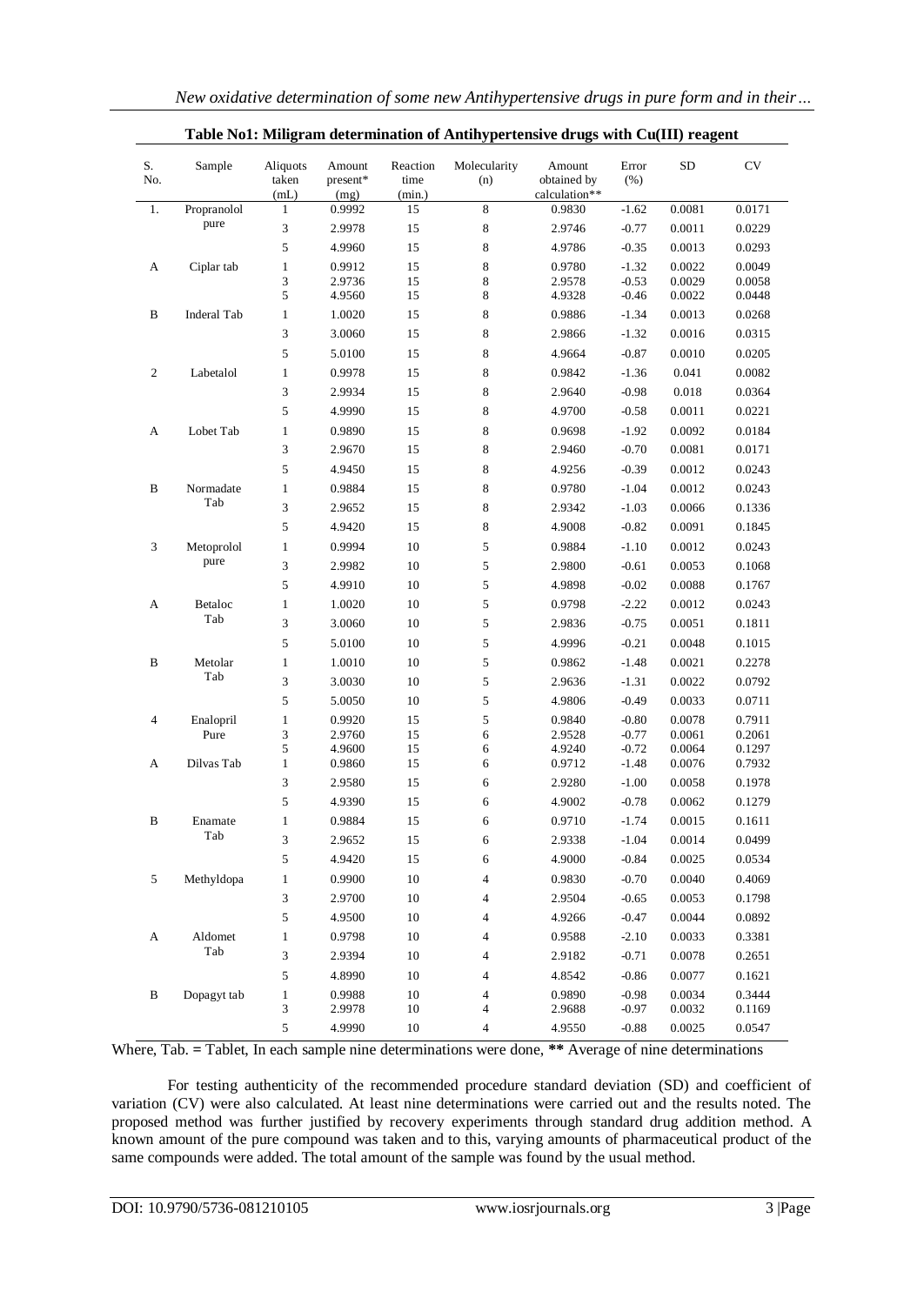**Table No1: Miligram determination of Antihypertensive drugs with Cu(III) reagent**

| S. No. | Sample | Aliquots taken (mL) | Amount present* (mg) | Reaction time (min.) | Molecularity (n) | Amount obtained by calculation** | Error (%) | SD | CV |
|---|---|---|---|---|---|---|---|---|---|
| 1. | Propranolol pure | 1 | 0.9992 | 15 | 8 | 0.9830 | -1.62 | 0.0081 | 0.0171 |
| | | 3 | 2.9978 | 15 | 8 | 2.9746 | -0.77 | 0.0011 | 0.0229 |
| | | 5 | 4.9960 | 15 | 8 | 4.9786 | -0.35 | 0.0013 | 0.0293 |
| A | Ciplar tab | 1 | 0.9912 | 15 | 8 | 0.9780 | -1.32 | 0.0022 | 0.0049 |
| | | 3 | 2.9736 | 15 | 8 | 2.9578 | -0.53 | 0.0029 | 0.0058 |
| | | 5 | 4.9560 | 15 | 8 | 4.9328 | -0.46 | 0.0022 | 0.0448 |
| B | Inderal Tab | 1 | 1.0020 | 15 | 8 | 0.9886 | -1.34 | 0.0013 | 0.0268 |
| | | 3 | 3.0060 | 15 | 8 | 2.9866 | -1.32 | 0.0016 | 0.0315 |
| | | 5 | 5.0100 | 15 | 8 | 4.9664 | -0.87 | 0.0010 | 0.0205 |
| 2 | Labetalol | 1 | 0.9978 | 15 | 8 | 0.9842 | -1.36 | 0.041 | 0.0082 |
| | | 3 | 2.9934 | 15 | 8 | 2.9640 | -0.98 | 0.018 | 0.0364 |
| | | 5 | 4.9990 | 15 | 8 | 4.9700 | -0.58 | 0.0011 | 0.0221 |
| A | Lobet Tab | 1 | 0.9890 | 15 | 8 | 0.9698 | -1.92 | 0.0092 | 0.0184 |
| | | 3 | 2.9670 | 15 | 8 | 2.9460 | -0.70 | 0.0081 | 0.0171 |
| | | 5 | 4.9450 | 15 | 8 | 4.9256 | -0.39 | 0.0012 | 0.0243 |
| B | Normadate Tab | 1 | 0.9884 | 15 | 8 | 0.9780 | -1.04 | 0.0012 | 0.0243 |
| | | 3 | 2.9652 | 15 | 8 | 2.9342 | -1.03 | 0.0066 | 0.1336 |
| | | 5 | 4.9420 | 15 | 8 | 4.9008 | -0.82 | 0.0091 | 0.1845 |
| 3 | Metoprolol pure | 1 | 0.9994 | 10 | 5 | 0.9884 | -1.10 | 0.0012 | 0.0243 |
| | | 3 | 2.9982 | 10 | 5 | 2.9800 | -0.61 | 0.0053 | 0.1068 |
| | | 5 | 4.9910 | 10 | 5 | 4.9898 | -0.02 | 0.0088 | 0.1767 |
| A | Betaloc Tab | 1 | 1.0020 | 10 | 5 | 0.9798 | -2.22 | 0.0012 | 0.0243 |
| | | 3 | 3.0060 | 10 | 5 | 2.9836 | -0.75 | 0.0051 | 0.1811 |
| | | 5 | 5.0100 | 10 | 5 | 4.9996 | -0.21 | 0.0048 | 0.1015 |
| B | Metolar Tab | 1 | 1.0010 | 10 | 5 | 0.9862 | -1.48 | 0.0021 | 0.2278 |
| | | 3 | 3.0030 | 10 | 5 | 2.9636 | -1.31 | 0.0022 | 0.0792 |
| | | 5 | 5.0050 | 10 | 5 | 4.9806 | -0.49 | 0.0033 | 0.0711 |
| 4 | Enalopril Pure | 1 | 0.9920 | 15 | 5 | 0.9840 | -0.80 | 0.0078 | 0.7911 |
| | | 3 | 2.9760 | 15 | 6 | 2.9528 | -0.77 | 0.0061 | 0.2061 |
| | | 5 | 4.9600 | 15 | 6 | 4.9240 | -0.72 | 0.0064 | 0.1297 |
| A | Dilvas Tab | 1 | 0.9860 | 15 | 6 | 0.9712 | -1.48 | 0.0076 | 0.7932 |
| | | 3 | 2.9580 | 15 | 6 | 2.9280 | -1.00 | 0.0058 | 0.1978 |
| | | 5 | 4.9390 | 15 | 6 | 4.9002 | -0.78 | 0.0062 | 0.1279 |
| B | Enamate Tab | 1 | 0.9884 | 15 | 6 | 0.9710 | -1.74 | 0.0015 | 0.1611 |
| | | 3 | 2.9652 | 15 | 6 | 2.9338 | -1.04 | 0.0014 | 0.0499 |
| | | 5 | 4.9420 | 15 | 6 | 4.9000 | -0.84 | 0.0025 | 0.0534 |
| 5 | Methyldopa | 1 | 0.9900 | 10 | 4 | 0.9830 | -0.70 | 0.0040 | 0.4069 |
| | | 3 | 2.9700 | 10 | 4 | 2.9504 | -0.65 | 0.0053 | 0.1798 |
| | | 5 | 4.9500 | 10 | 4 | 4.9266 | -0.47 | 0.0044 | 0.0892 |
| A | Aldomet Tab | 1 | 0.9798 | 10 | 4 | 0.9588 | -2.10 | 0.0033 | 0.3381 |
| | | 3 | 2.9394 | 10 | 4 | 2.9182 | -0.71 | 0.0078 | 0.2651 |
| | | 5 | 4.8990 | 10 | 4 | 4.8542 | -0.86 | 0.0077 | 0.1621 |
| B | Dopagyt tab | 1 | 0.9988 | 10 | 4 | 0.9890 | -0.98 | 0.0034 | 0.3444 |
| | | 3 | 2.9978 | 10 | 4 | 2.9688 | -0.97 | 0.0032 | 0.1169 |
| | | 5 | 4.9990 | 10 | 4 | 4.9550 | -0.88 | 0.0025 | 0.0547 |

Where, Tab. = Tablet, In each sample nine determinations were done, ** Average of nine determinations

For testing authenticity of the recommended procedure standard deviation (SD) and coefficient of variation (CV) were also calculated. At least nine determinations were carried out and the results noted. The proposed method was further justified by recovery experiments through standard drug addition method. A known amount of the pure compound was taken and to this, varying amounts of pharmaceutical product of the same compounds were added. The total amount of the sample was found by the usual method.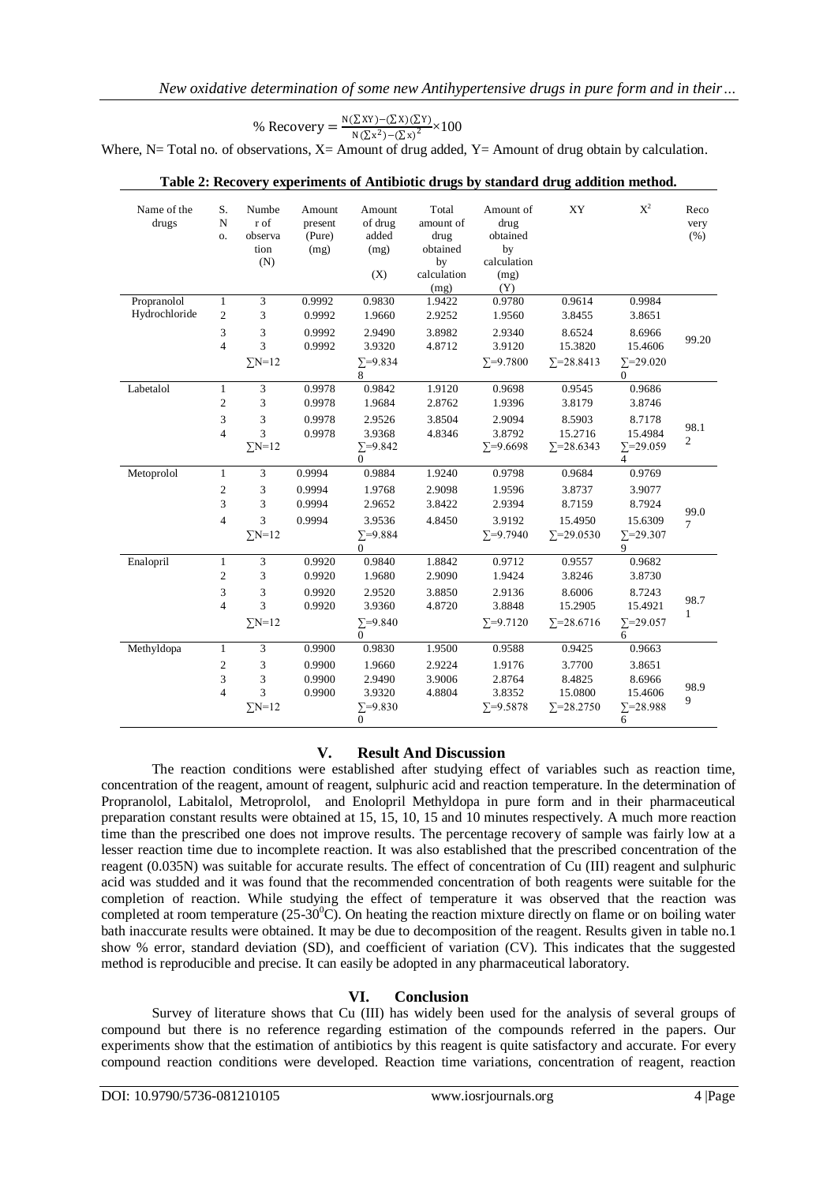$$\% \text{ Recovery} = \frac{N(\sum XY)-(\sum X)(\sum Y)}{N(\sum x^2)-(\sum x)^2}\times 100$$

Where, N= Total no. of observations, X= Amount of drug added, Y= Amount of drug obtain by calculation.

**Table 2: Recovery experiments of Antibiotic drugs by standard drug addition method.**

| Name of the drugs | S. No. | Number of observation (N) | Amount present (Pure) (mg) | Amount of drug added (mg) (X) | Total amount of drug obtained by calculation (mg) | Amount of drug obtained by calculation (mg) (Y) | XY | $X^2$ | Recovery (%) |
|---|---|---|---|---|---|---|---|---|---|
| Propranolol Hydrochloride | 1 | 3 | 0.9992 | 0.9830 | 1.9422 | 0.9780 | 0.9614 | 0.9984 | 99.20 |
| | 2 | 3 | 0.9992 | 1.9660 | 2.9252 | 1.9560 | 3.8455 | 3.8651 | |
| | 3 | 3 | 0.9992 | 2.9490 | 3.8982 | 2.9340 | 8.6524 | 8.6966 | |
| | 4 | 3 | 0.9992 | 3.9320 | 4.8712 | 3.9120 | 15.3820 | 15.4606 | |
| | | ∑N=12 | | ∑=9.8348 | | ∑=9.7800 | ∑=28.8413 | ∑=29.0200 | |
| Labetalol | 1 | 3 | 0.9978 | 0.9842 | 1.9120 | 0.9698 | 0.9545 | 0.9686 | 98.12 |
| | 2 | 3 | 0.9978 | 1.9684 | 2.8762 | 1.9396 | 3.8179 | 3.8746 | |
| | 3 | 3 | 0.9978 | 2.9526 | 3.8504 | 2.9094 | 8.5903 | 8.7178 | |
| | 4 | 3 | 0.9978 | 3.9368 | 4.8346 | 3.8792 | 15.2716 | 15.4984 | |
| | | ∑N=12 | | ∑=9.8420 | | ∑=9.6698 | ∑=28.6343 | ∑=29.0594 | |
| Metoprolol | 1 | 3 | 0.9994 | 0.9884 | 1.9240 | 0.9798 | 0.9684 | 0.9769 | 99.07 |
| | 2 | 3 | 0.9994 | 1.9768 | 2.9098 | 1.9596 | 3.8737 | 3.9077 | |
| | 3 | 3 | 0.9994 | 2.9652 | 3.8422 | 2.9394 | 8.7159 | 8.7924 | |
| | 4 | 3 | 0.9994 | 3.9536 | 4.8450 | 3.9192 | 15.4950 | 15.6309 | |
| | | ∑N=12 | | ∑=9.8840 | | ∑=9.7940 | ∑=29.0530 | ∑=29.3079 | |
| Enalopril | 1 | 3 | 0.9920 | 0.9840 | 1.8842 | 0.9712 | 0.9557 | 0.9682 | 98.71 |
| | 2 | 3 | 0.9920 | 1.9680 | 2.9090 | 1.9424 | 3.8246 | 3.8730 | |
| | 3 | 3 | 0.9920 | 2.9520 | 3.8850 | 2.9136 | 8.6006 | 8.7243 | |
| | 4 | 3 | 0.9920 | 3.9360 | 4.8720 | 3.8848 | 15.2905 | 15.4921 | |
| | | ∑N=12 | | ∑=9.8400 | | ∑=9.7120 | ∑=28.6716 | ∑=29.0576 | |
| Methyldopa | 1 | 3 | 0.9900 | 0.9830 | 1.9500 | 0.9588 | 0.9425 | 0.9663 | 98.99 |
| | 2 | 3 | 0.9900 | 1.9660 | 2.9224 | 1.9176 | 3.7700 | 3.8651 | |
| | 3 | 3 | 0.9900 | 2.9490 | 3.9006 | 2.8764 | 8.4825 | 8.6966 | |
| | 4 | 3 | 0.9900 | 3.9320 | 4.8804 | 3.8352 | 15.0800 | 15.4606 | |
| | | ∑N=12 | | ∑=9.8300 | | ∑=9.5878 | ∑=28.2750 | ∑=28.9886 | |

## V. Result And Discussion

The reaction conditions were established after studying effect of variables such as reaction time, concentration of the reagent, amount of reagent, sulphuric acid and reaction temperature. In the determination of Propranolol, Labitalol, Metroprolol, and Enolopril Methyldopa in pure form and in their pharmaceutical preparation constant results were obtained at 15, 15, 10, 15 and 10 minutes respectively. A much more reaction time than the prescribed one does not improve results. The percentage recovery of sample was fairly low at a lesser reaction time due to incomplete reaction. It was also established that the prescribed concentration of the reagent (0.035N) was suitable for accurate results. The effect of concentration of Cu (III) reagent and sulphuric acid was studded and it was found that the recommended concentration of both reagents were suitable for the completion of reaction. While studying the effect of temperature it was observed that the reaction was completed at room temperature (25-30$^0$C). On heating the reaction mixture directly on flame or on boiling water bath inaccurate results were obtained. It may be due to decomposition of the reagent. Results given in table no.1 show % error, standard deviation (SD), and coefficient of variation (CV). This indicates that the suggested method is reproducible and precise. It can easily be adopted in any pharmaceutical laboratory.

## VI. Conclusion

Survey of literature shows that Cu (III) has widely been used for the analysis of several groups of compound but there is no reference regarding estimation of the compounds referred in the papers. Our experiments show that the estimation of antibiotics by this reagent is quite satisfactory and accurate. For every compound reaction conditions were developed. Reaction time variations, concentration of reagent, reaction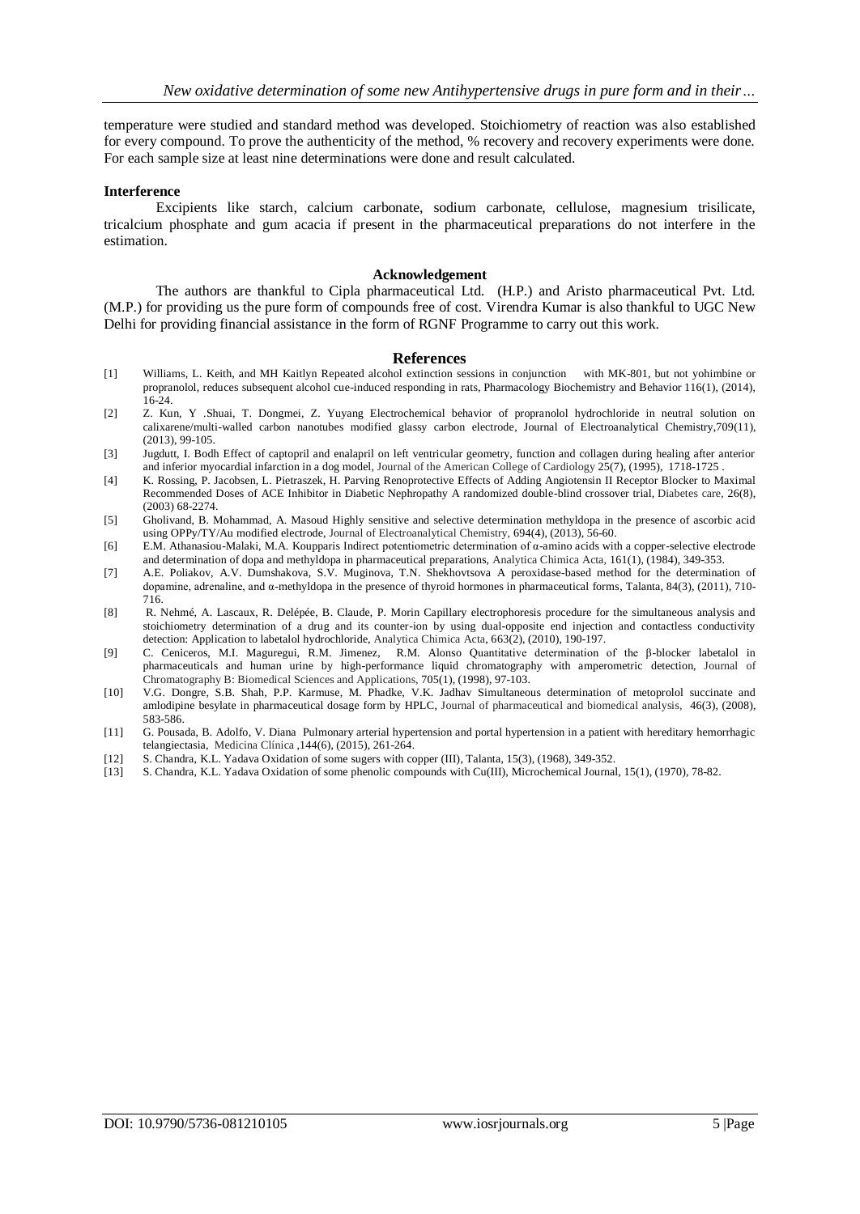temperature were studied and standard method was developed. Stoichiometry of reaction was also established for every compound. To prove the authenticity of the method, % recovery and recovery experiments were done. For each sample size at least nine determinations were done and result calculated.

**Interference**

Excipients like starch, calcium carbonate, sodium carbonate, cellulose, magnesium trisilicate, tricalcium phosphate and gum acacia if present in the pharmaceutical preparations do not interfere in the estimation.

## Acknowledgement

The authors are thankful to Cipla pharmaceutical Ltd. (H.P.) and Aristo pharmaceutical Pvt. Ltd. (M.P.) for providing us the pure form of compounds free of cost. Virendra Kumar is also thankful to UGC New Delhi for providing financial assistance in the form of RGNF Programme to carry out this work.

## References

[1] Williams, L. Keith, and MH Kaitlyn Repeated alcohol extinction sessions in conjunction with MK-801, but not yohimbine or propranolol, reduces subsequent alcohol cue-induced responding in rats, Pharmacology Biochemistry and Behavior 116(1), (2014), 16-24.

[2] Z. Kun, Y .Shuai, T. Dongmei, Z. Yuyang Electrochemical behavior of propranolol hydrochloride in neutral solution on calixarene/multi-walled carbon nanotubes modified glassy carbon electrode, Journal of Electroanalytical Chemistry,709(11), (2013), 99-105.

[3] Jugdutt, I. Bodh Effect of captopril and enalapril on left ventricular geometry, function and collagen during healing after anterior and inferior myocardial infarction in a dog model, Journal of the American College of Cardiology 25(7), (1995), 1718-1725 .

[4] K. Rossing, P. Jacobsen, L. Pietraszek, H. Parving Renoprotective Effects of Adding Angiotensin II Receptor Blocker to Maximal Recommended Doses of ACE Inhibitor in Diabetic Nephropathy A randomized double-blind crossover trial, Diabetes care, 26(8), (2003) 68-2274.

[5] Gholivand, B. Mohammad, A. Masoud Highly sensitive and selective determination methyldopa in the presence of ascorbic acid using OPPy/TY/Au modified electrode, Journal of Electroanalytical Chemistry, 694(4), (2013), 56-60.

[6] E.M. Athanasiou-Malaki, M.A. Koupparis Indirect potentiometric determination of α-amino acids with a copper-selective electrode and determination of dopa and methyldopa in pharmaceutical preparations, Analytica Chimica Acta, 161(1), (1984), 349-353.

[7] A.E. Poliakov, A.V. Dumshakova, S.V. Muginova, T.N. Shekhovtsova A peroxidase-based method for the determination of dopamine, adrenaline, and α-methyldopa in the presence of thyroid hormones in pharmaceutical forms, Talanta, 84(3), (2011), 710-716.

[8] R. Nehmé, A. Lascaux, R. Delépée, B. Claude, P. Morin Capillary electrophoresis procedure for the simultaneous analysis and stoichiometry determination of a drug and its counter-ion by using dual-opposite end injection and contactless conductivity detection: Application to labetalol hydrochloride, Analytica Chimica Acta, 663(2), (2010), 190-197.

[9] C. Ceniceros, M.I. Maguregui, R.M. Jimenez, R.M. Alonso Quantitative determination of the β-blocker labetalol in pharmaceuticals and human urine by high-performance liquid chromatography with amperometric detection, Journal of Chromatography B: Biomedical Sciences and Applications, 705(1), (1998), 97-103.

[10] V.G. Dongre, S.B. Shah, P.P. Karmuse, M. Phadke, V.K. Jadhav Simultaneous determination of metoprolol succinate and amlodipine besylate in pharmaceutical dosage form by HPLC, Journal of pharmaceutical and biomedical analysis, 46(3), (2008), 583-586.

[11] G. Pousada, B. Adolfo, V. Diana Pulmonary arterial hypertension and portal hypertension in a patient with hereditary hemorrhagic telangiectasia, Medicina Clínica ,144(6), (2015), 261-264.

[12] S. Chandra, K.L. Yadava Oxidation of some sugers with copper (III), Talanta, 15(3), (1968), 349-352.

[13] S. Chandra, K.L. Yadava Oxidation of some phenolic compounds with Cu(III), Microchemical Journal, 15(1), (1970), 78-82.